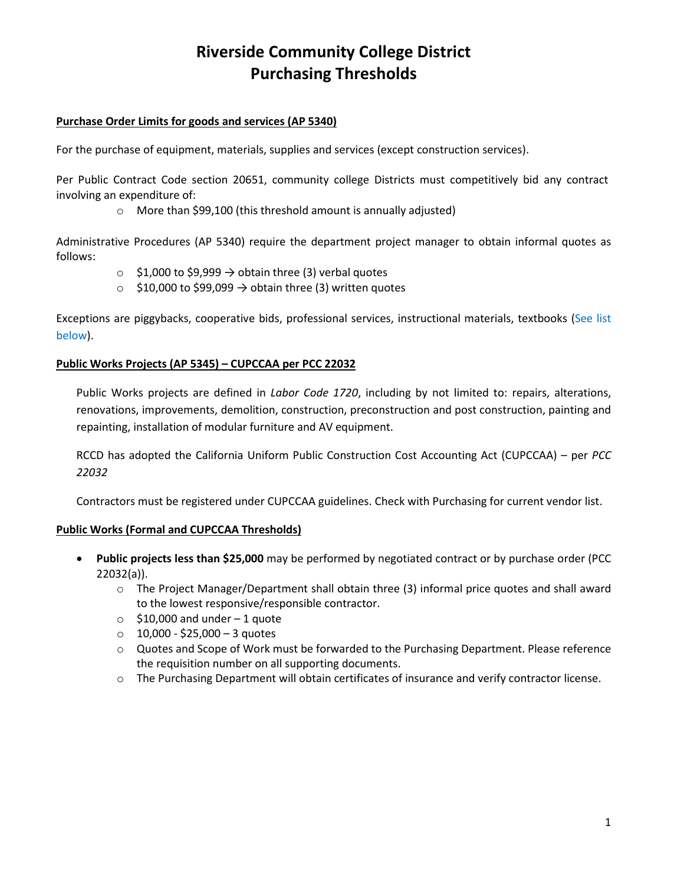# Riverside Community College District
# Purchasing Thresholds

**Purchase Order Limits for goods and services (AP 5340)**

For the purchase of equipment, materials, supplies and services (except construction services).

Per Public Contract Code section 20651, community college Districts must competitively bid any contract involving an expenditure of:

- More than $99,100 (this threshold amount is annually adjusted)

Administrative Procedures (AP 5340) require the department project manager to obtain informal quotes as follows:

- $1,000 to $9,999 → obtain three (3) verbal quotes
- $10,000 to $99,099 → obtain three (3) written quotes

Exceptions are piggybacks, cooperative bids, professional services, instructional materials, textbooks (See list below).

**Public Works Projects (AP 5345) – CUPCCAA per PCC 22032**

Public Works projects are defined in *Labor Code 1720*, including by not limited to: repairs, alterations, renovations, improvements, demolition, construction, preconstruction and post construction, painting and repainting, installation of modular furniture and AV equipment.

RCCD has adopted the California Uniform Public Construction Cost Accounting Act (CUPCCAA) – per *PCC 22032*

Contractors must be registered under CUPCCAA guidelines. Check with Purchasing for current vendor list.

**Public Works (Formal and CUPCCAA Thresholds)**

- **Public projects less than $25,000** may be performed by negotiated contract or by purchase order (PCC 22032(a)).
  - The Project Manager/Department shall obtain three (3) informal price quotes and shall award to the lowest responsive/responsible contractor.
  - $10,000 and under – 1 quote
  - 10,000 - $25,000 – 3 quotes
  - Quotes and Scope of Work must be forwarded to the Purchasing Department. Please reference the requisition number on all supporting documents.
  - The Purchasing Department will obtain certificates of insurance and verify contractor license.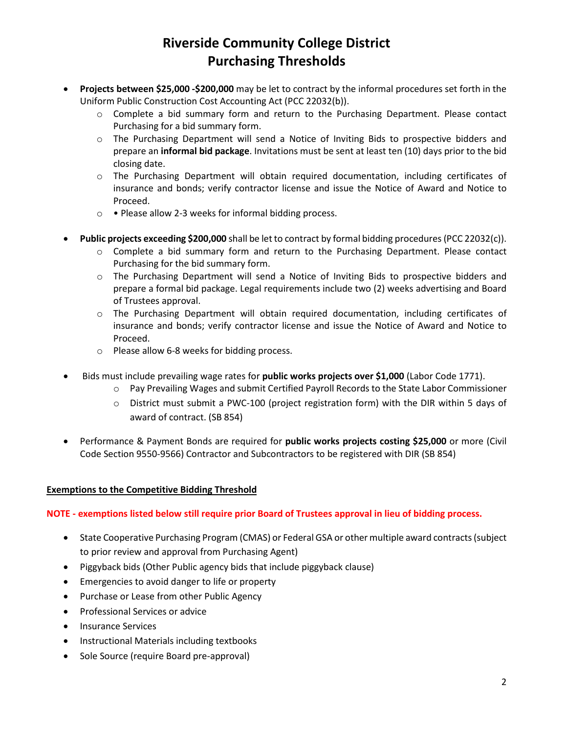# Riverside Community College District
# Purchasing Thresholds

- **Projects between $25,000 -$200,000** may be let to contract by the informal procedures set forth in the Uniform Public Construction Cost Accounting Act (PCC 22032(b)).
  - Complete a bid summary form and return to the Purchasing Department. Please contact Purchasing for a bid summary form.
  - The Purchasing Department will send a Notice of Inviting Bids to prospective bidders and prepare an **informal bid package**. Invitations must be sent at least ten (10) days prior to the bid closing date.
  - The Purchasing Department will obtain required documentation, including certificates of insurance and bonds; verify contractor license and issue the Notice of Award and Notice to Proceed.
  - • Please allow 2-3 weeks for informal bidding process.

- **Public projects exceeding $200,000** shall be let to contract by formal bidding procedures (PCC 22032(c)).
  - Complete a bid summary form and return to the Purchasing Department. Please contact Purchasing for the bid summary form.
  - The Purchasing Department will send a Notice of Inviting Bids to prospective bidders and prepare a formal bid package. Legal requirements include two (2) weeks advertising and Board of Trustees approval.
  - The Purchasing Department will obtain required documentation, including certificates of insurance and bonds; verify contractor license and issue the Notice of Award and Notice to Proceed.
  - Please allow 6-8 weeks for bidding process.

- Bids must include prevailing wage rates for **public works projects over $1,000** (Labor Code 1771).
  - Pay Prevailing Wages and submit Certified Payroll Records to the State Labor Commissioner
  - District must submit a PWC-100 (project registration form) with the DIR within 5 days of award of contract. (SB 854)

- Performance & Payment Bonds are required for **public works projects costing $25,000** or more (Civil Code Section 9550-9566) Contractor and Subcontractors to be registered with DIR (SB 854)

**Exemptions to the Competitive Bidding Threshold**

**NOTE - exemptions listed below still require prior Board of Trustees approval in lieu of bidding process.**

- State Cooperative Purchasing Program (CMAS) or Federal GSA or other multiple award contracts (subject to prior review and approval from Purchasing Agent)
- Piggyback bids (Other Public agency bids that include piggyback clause)
- Emergencies to avoid danger to life or property
- Purchase or Lease from other Public Agency
- Professional Services or advice
- Insurance Services
- Instructional Materials including textbooks
- Sole Source (require Board pre-approval)